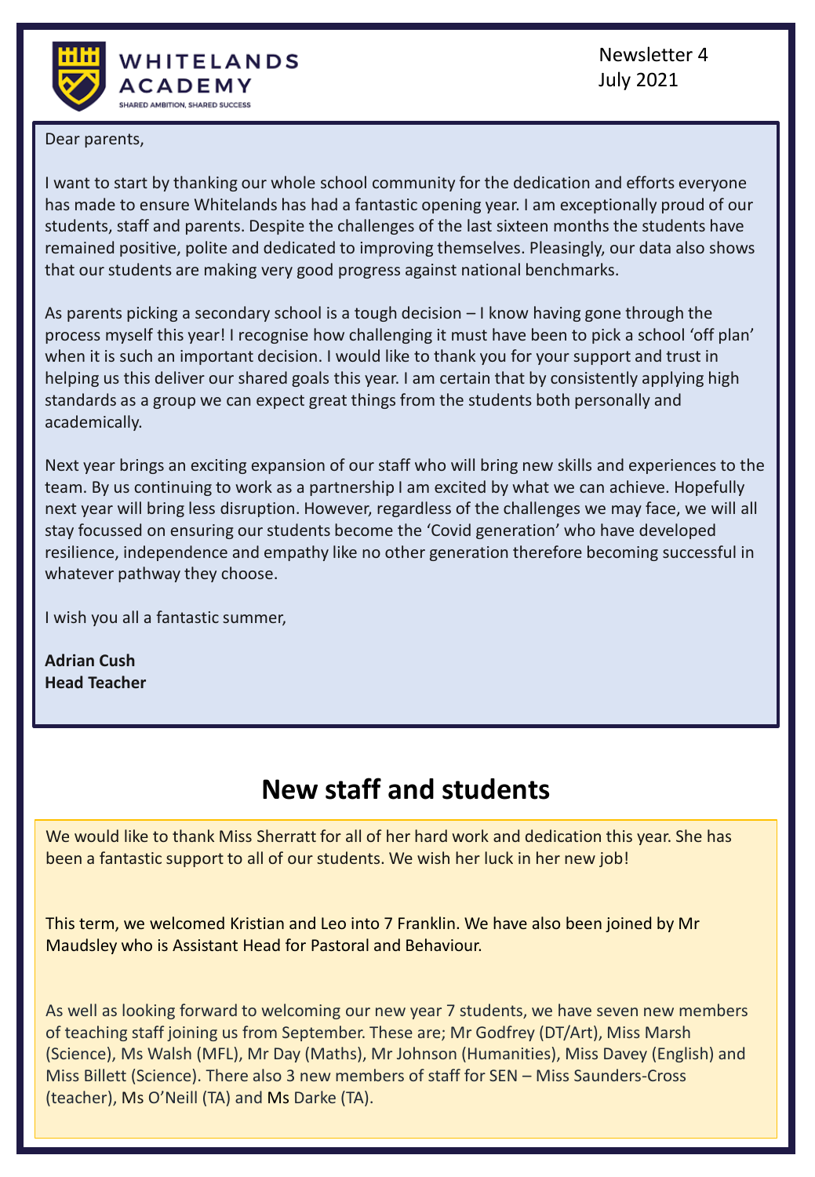WHITELANDS ACADEMY
SHARED AMBITION, SHARED SUCCESS

Newsletter 4
July 2021

Dear parents,

I want to start by thanking our whole school community for the dedication and efforts everyone has made to ensure Whitelands has had a fantastic opening year. I am exceptionally proud of our students, staff and parents. Despite the challenges of the last sixteen months the students have remained positive, polite and dedicated to improving themselves. Pleasingly, our data also shows that our students are making very good progress against national benchmarks.

As parents picking a secondary school is a tough decision – I know having gone through the process myself this year! I recognise how challenging it must have been to pick a school 'off plan' when it is such an important decision. I would like to thank you for your support and trust in helping us this deliver our shared goals this year. I am certain that by consistently applying high standards as a group we can expect great things from the students both personally and academically.

Next year brings an exciting expansion of our staff who will bring new skills and experiences to the team. By us continuing to work as a partnership I am excited by what we can achieve. Hopefully next year will bring less disruption. However, regardless of the challenges we may face, we will all stay focussed on ensuring our students become the 'Covid generation' who have developed resilience, independence and empathy like no other generation therefore becoming successful in whatever pathway they choose.

I wish you all a fantastic summer,

**Adrian Cush**
**Head Teacher**

## New staff and students

We would like to thank Miss Sherratt for all of her hard work and dedication this year. She has been a fantastic support to all of our students. We wish her luck in her new job!

This term, we welcomed Kristian and Leo into 7 Franklin. We have also been joined by Mr Maudsley who is Assistant Head for Pastoral and Behaviour.

As well as looking forward to welcoming our new year 7 students, we have seven new members of teaching staff joining us from September. These are; Mr Godfrey (DT/Art), Miss Marsh (Science), Ms Walsh (MFL), Mr Day (Maths), Mr Johnson (Humanities), Miss Davey (English) and Miss Billett (Science). There also 3 new members of staff for SEN – Miss Saunders-Cross (teacher), Ms O'Neill (TA) and Ms Darke (TA).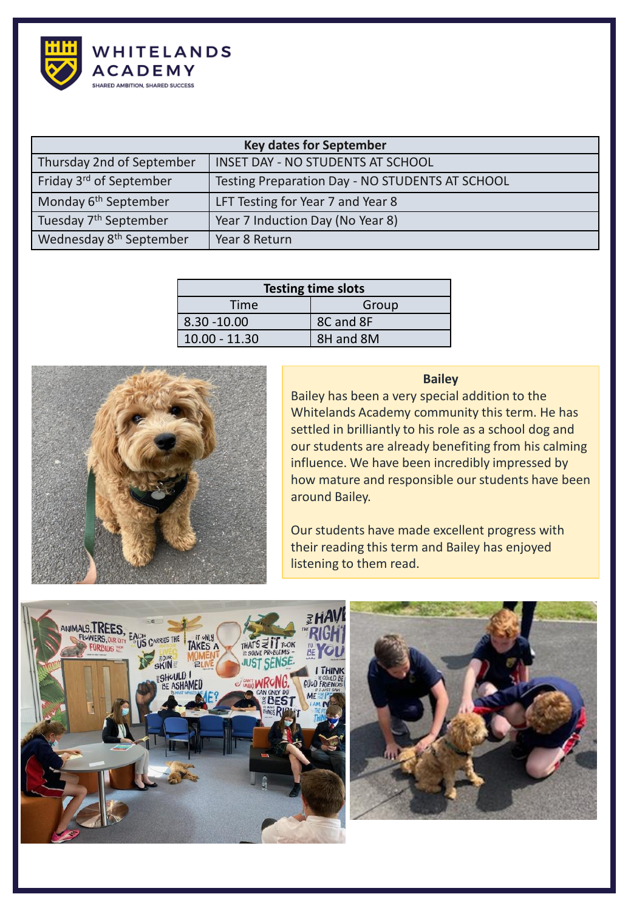WHITELANDS ACADEMY

SHARED AMBITION, SHARED SUCCESS

| Key dates for September | |
|---|---|
| Thursday 2nd of September | INSET DAY - NO STUDENTS AT SCHOOL |
| Friday 3rd of September | Testing Preparation Day - NO STUDENTS AT SCHOOL |
| Monday 6th September | LFT Testing for Year 7 and Year 8 |
| Tuesday 7th September | Year 7 Induction Day (No Year 8) |
| Wednesday 8th September | Year 8 Return |

| Testing time slots | |
|---|---|
| Time | Group |
| 8.30 -10.00 | 8C and 8F |
| 10.00 - 11.30 | 8H and 8M |

**Bailey**

Bailey has been a very special addition to the Whitelands Academy community this term. He has settled in brilliantly to his role as a school dog and our students are already benefiting from his calming influence. We have been incredibly impressed by how mature and responsible our students have been around Bailey.

Our students have made excellent progress with their reading this term and Bailey has enjoyed listening to them read.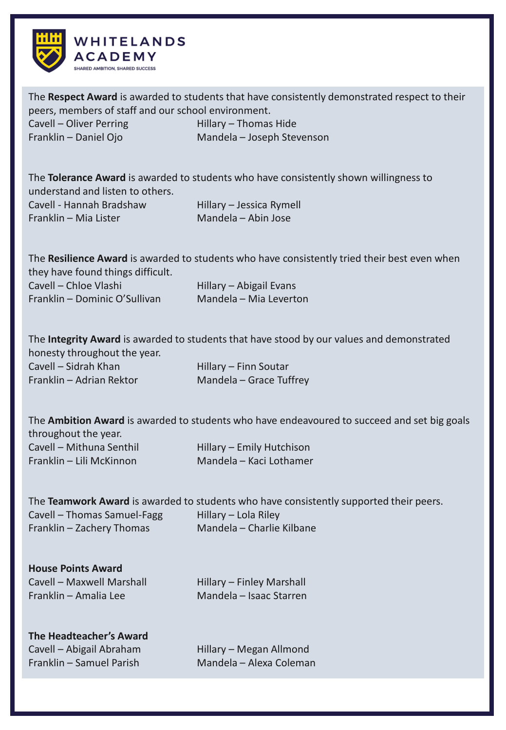**WHITELANDS ACADEMY**

SHARED AMBITION, SHARED SUCCESS

The **Respect Award** is awarded to students that have consistently demonstrated respect to their peers, members of staff and our school environment.

Cavell – Oliver Perring
Hillary – Thomas Hide
Franklin – Daniel Ojo
Mandela – Joseph Stevenson

The **Tolerance Award** is awarded to students who have consistently shown willingness to understand and listen to others.

Cavell - Hannah Bradshaw
Hillary – Jessica Rymell
Franklin – Mia Lister
Mandela – Abin Jose

The **Resilience Award** is awarded to students who have consistently tried their best even when they have found things difficult.

Cavell – Chloe Vlashi
Hillary – Abigail Evans
Franklin – Dominic O'Sullivan
Mandela – Mia Leverton

The **Integrity Award** is awarded to students that have stood by our values and demonstrated honesty throughout the year.

Cavell – Sidrah Khan
Hillary – Finn Soutar
Franklin – Adrian Rektor
Mandela – Grace Tuffrey

The **Ambition Award** is awarded to students who have endeavoured to succeed and set big goals throughout the year.

Cavell – Mithuna Senthil
Hillary – Emily Hutchison
Franklin – Lili McKinnon
Mandela – Kaci Lothamer

The **Teamwork Award** is awarded to students who have consistently supported their peers.

Cavell – Thomas Samuel-Fagg
Hillary – Lola Riley
Franklin – Zachery Thomas
Mandela – Charlie Kilbane

**House Points Award**

Cavell – Maxwell Marshall
Hillary – Finley Marshall
Franklin – Amalia Lee
Mandela – Isaac Starren

**The Headteacher's Award**

Cavell – Abigail Abraham
Hillary – Megan Allmond
Franklin – Samuel Parish
Mandela – Alexa Coleman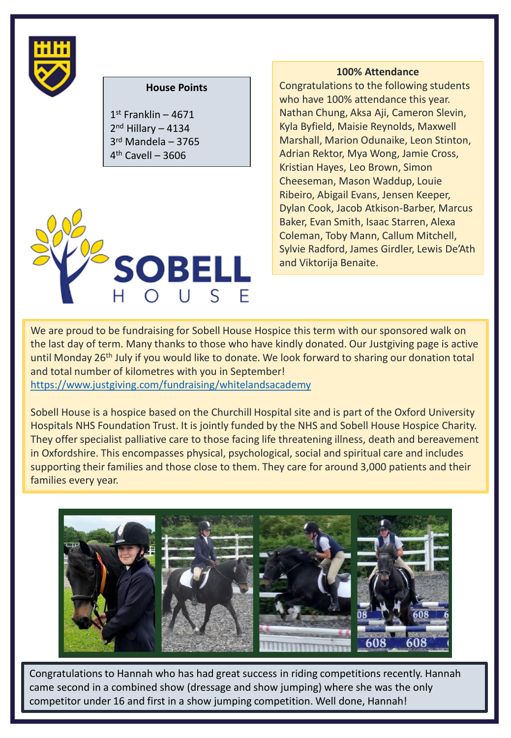## House Points

1st Franklin – 4671
2nd Hillary – 4134
3rd Mandela – 3765
4th Cavell – 3606

## 100% Attendance

Congratulations to the following students who have 100% attendance this year. Nathan Chung, Aksa Aji, Cameron Slevin, Kyla Byfield, Maisie Reynolds, Maxwell Marshall, Marion Odunaike, Leon Stinton, Adrian Rektor, Mya Wong, Jamie Cross, Kristian Hayes, Leo Brown, Simon Cheeseman, Mason Waddup, Louie Ribeiro, Abigail Evans, Jensen Keeper, Dylan Cook, Jacob Atkison-Barber, Marcus Baker, Evan Smith, Isaac Starren, Alexa Coleman, Toby Mann, Callum Mitchell, Sylvie Radford, James Girdler, Lewis De'Ath and Viktorija Benaite.

SOBELL HOUSE

We are proud to be fundraising for Sobell House Hospice this term with our sponsored walk on the last day of term. Many thanks to those who have kindly donated. Our Justgiving page is active until Monday 26th July if you would like to donate. We look forward to sharing our donation total and total number of kilometres with you in September!
https://www.justgiving.com/fundraising/whitelandsacademy

Sobell House is a hospice based on the Churchill Hospital site and is part of the Oxford University Hospitals NHS Foundation Trust. It is jointly funded by the NHS and Sobell House Hospice Charity. They offer specialist palliative care to those facing life threatening illness, death and bereavement in Oxfordshire. This encompasses physical, psychological, social and spiritual care and includes supporting their families and those close to them. They care for around 3,000 patients and their families every year.

Congratulations to Hannah who has had great success in riding competitions recently. Hannah came second in a combined show (dressage and show jumping) where she was the only competitor under 16 and first in a show jumping competition. Well done, Hannah!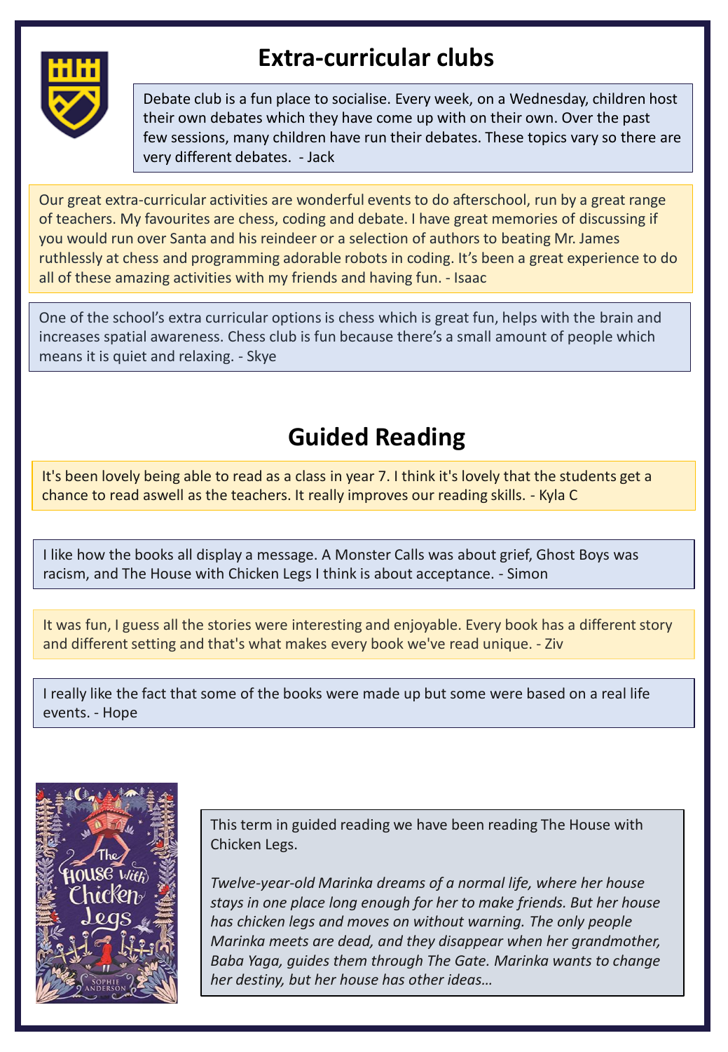# Extra-curricular clubs

Debate club is a fun place to socialise. Every week, on a Wednesday, children host their own debates which they have come up with on their own. Over the past few sessions, many children have run their debates. These topics vary so there are very different debates. - Jack

Our great extra-curricular activities are wonderful events to do afterschool, run by a great range of teachers. My favourites are chess, coding and debate. I have great memories of discussing if you would run over Santa and his reindeer or a selection of authors to beating Mr. James ruthlessly at chess and programming adorable robots in coding. It's been a great experience to do all of these amazing activities with my friends and having fun. - Isaac

One of the school's extra curricular options is chess which is great fun, helps with the brain and increases spatial awareness. Chess club is fun because there's a small amount of people which means it is quiet and relaxing. - Skye

# Guided Reading

It's been lovely being able to read as a class in year 7. I think it's lovely that the students get a chance to read aswell as the teachers. It really improves our reading skills. - Kyla C

I like how the books all display a message. A Monster Calls was about grief, Ghost Boys was racism, and The House with Chicken Legs I think is about acceptance. - Simon

It was fun, I guess all the stories were interesting and enjoyable. Every book has a different story and different setting and that's what makes every book we've read unique. - Ziv

I really like the fact that some of the books were made up but some were based on a real life events. - Hope

This term in guided reading we have been reading The House with Chicken Legs.

*Twelve-year-old Marinka dreams of a normal life, where her house stays in one place long enough for her to make friends. But her house has chicken legs and moves on without warning. The only people Marinka meets are dead, and they disappear when her grandmother, Baba Yaga, guides them through The Gate. Marinka wants to change her destiny, but her house has other ideas…*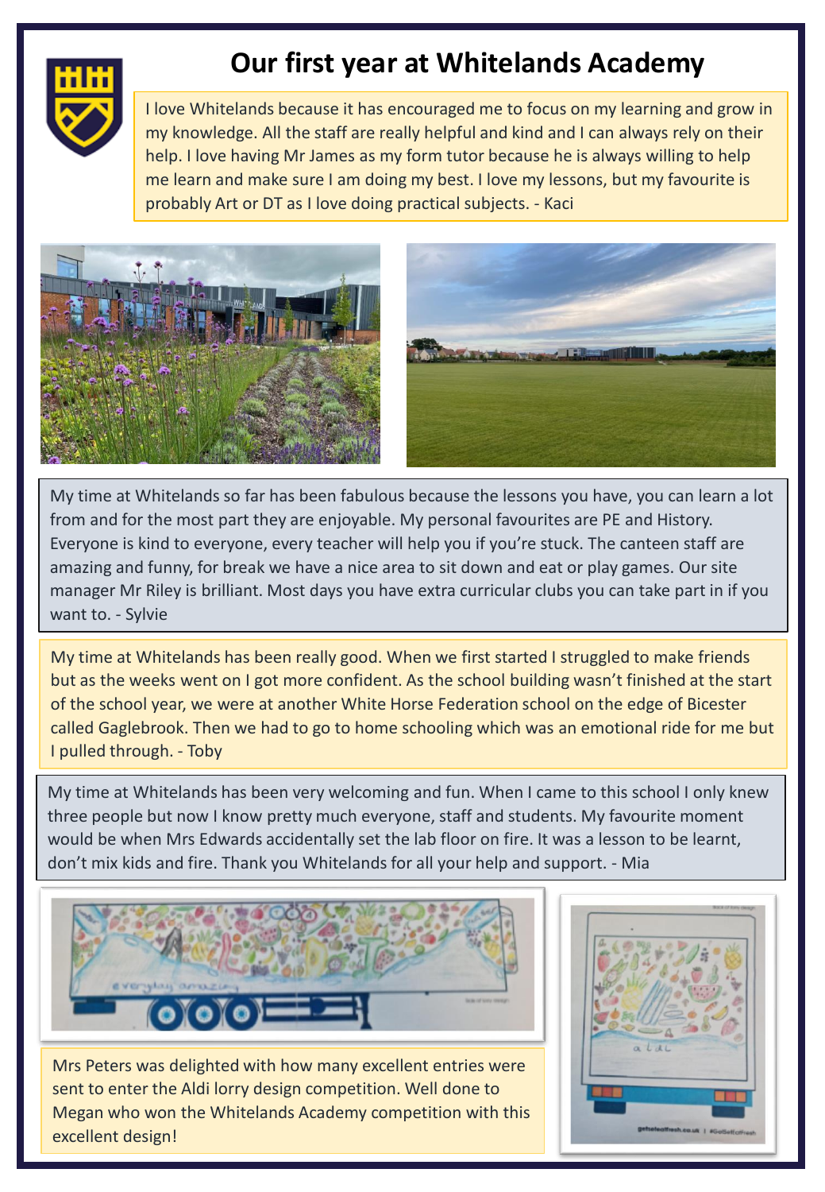# Our first year at Whitelands Academy

I love Whitelands because it has encouraged me to focus on my learning and grow in my knowledge. All the staff are really helpful and kind and I can always rely on their help. I love having Mr James as my form tutor because he is always willing to help me learn and make sure I am doing my best. I love my lessons, but my favourite is probably Art or DT as I love doing practical subjects. - Kaci

My time at Whitelands so far has been fabulous because the lessons you have, you can learn a lot from and for the most part they are enjoyable. My personal favourites are PE and History. Everyone is kind to everyone, every teacher will help you if you're stuck. The canteen staff are amazing and funny, for break we have a nice area to sit down and eat or play games. Our site manager Mr Riley is brilliant. Most days you have extra curricular clubs you can take part in if you want to. - Sylvie

My time at Whitelands has been really good. When we first started I struggled to make friends but as the weeks went on I got more confident. As the school building wasn't finished at the start of the school year, we were at another White Horse Federation school on the edge of Bicester called Gaglebrook. Then we had to go to home schooling which was an emotional ride for me but I pulled through. - Toby

My time at Whitelands has been very welcoming and fun. When I came to this school I only knew three people but now I know pretty much everyone, staff and students. My favourite moment would be when Mrs Edwards accidentally set the lab floor on fire. It was a lesson to be learnt, don't mix kids and fire. Thank you Whitelands for all your help and support. - Mia

Mrs Peters was delighted with how many excellent entries were sent to enter the Aldi lorry design competition. Well done to Megan who won the Whitelands Academy competition with this excellent design!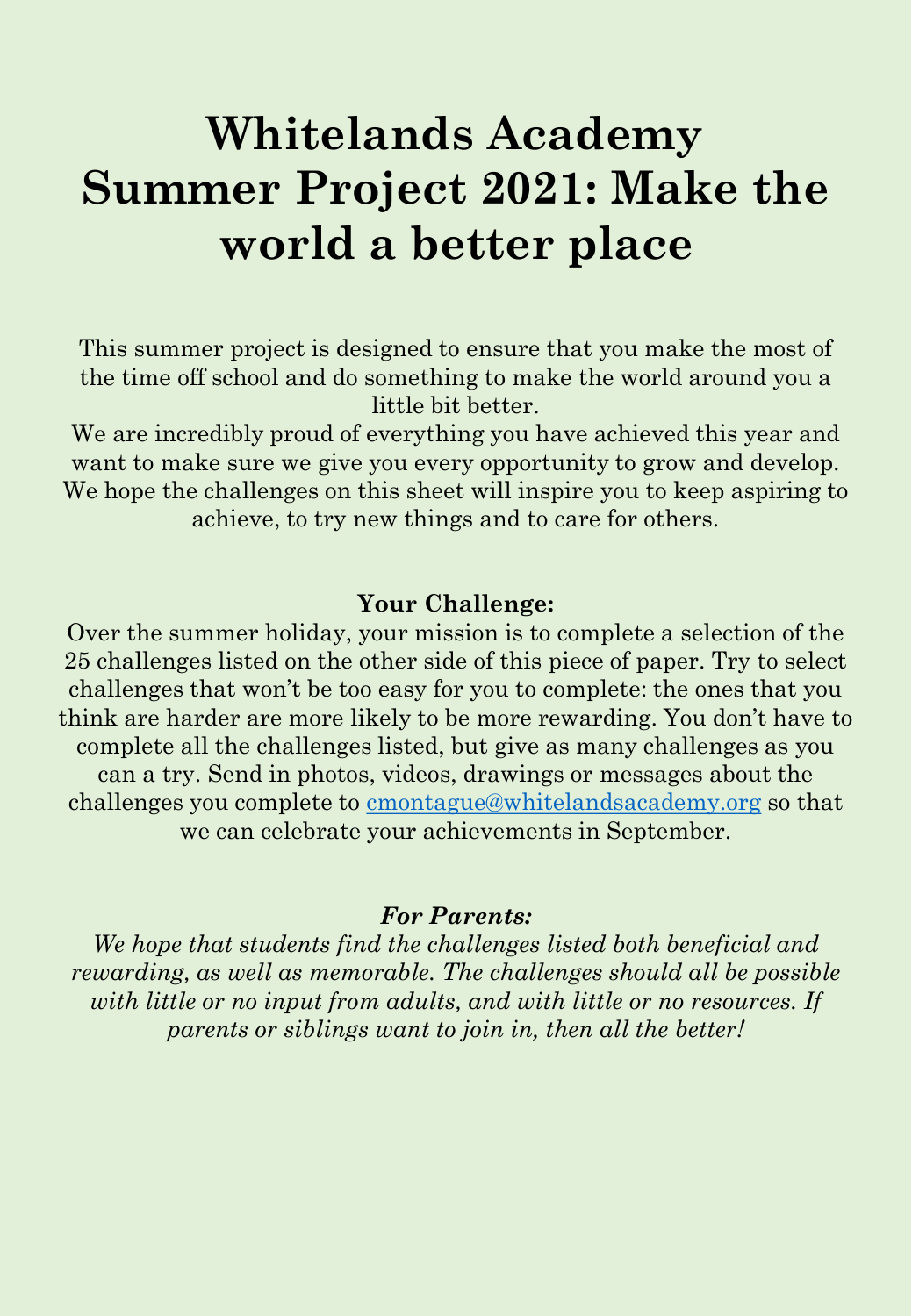# Whitelands Academy Summer Project 2021: Make the world a better place

This summer project is designed to ensure that you make the most of the time off school and do something to make the world around you a little bit better.

We are incredibly proud of everything you have achieved this year and want to make sure we give you every opportunity to grow and develop. We hope the challenges on this sheet will inspire you to keep aspiring to achieve, to try new things and to care for others.

**Your Challenge:**

Over the summer holiday, your mission is to complete a selection of the 25 challenges listed on the other side of this piece of paper. Try to select challenges that won't be too easy for you to complete: the ones that you think are harder are more likely to be more rewarding. You don't have to complete all the challenges listed, but give as many challenges as you can a try. Send in photos, videos, drawings or messages about the challenges you complete to cmontague@whitelandsacademy.org so that we can celebrate your achievements in September.

***For Parents:***

*We hope that students find the challenges listed both beneficial and rewarding, as well as memorable. The challenges should all be possible with little or no input from adults, and with little or no resources. If parents or siblings want to join in, then all the better!*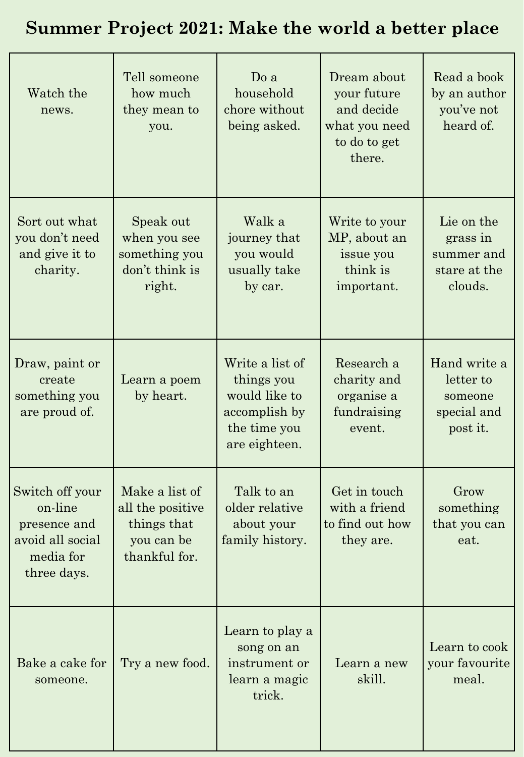# Summer Project 2021: Make the world a better place

| | | | | |
|---|---|---|---|---|
| Watch the news. | Tell someone how much they mean to you. | Do a household chore without being asked. | Dream about your future and decide what you need to do to get there. | Read a book by an author you've not heard of. |
| Sort out what you don't need and give it to charity. | Speak out when you see something you don't think is right. | Walk a journey that you would usually take by car. | Write to your MP, about an issue you think is important. | Lie on the grass in summer and stare at the clouds. |
| Draw, paint or create something you are proud of. | Learn a poem by heart. | Write a list of things you would like to accomplish by the time you are eighteen. | Research a charity and organise a fundraising event. | Hand write a letter to someone special and post it. |
| Switch off your on-line presence and avoid all social media for three days. | Make a list of all the positive things that you can be thankful for. | Talk to an older relative about your family history. | Get in touch with a friend to find out how they are. | Grow something that you can eat. |
| Bake a cake for someone. | Try a new food. | Learn to play a song on an instrument or learn a magic trick. | Learn a new skill. | Learn to cook your favourite meal. |